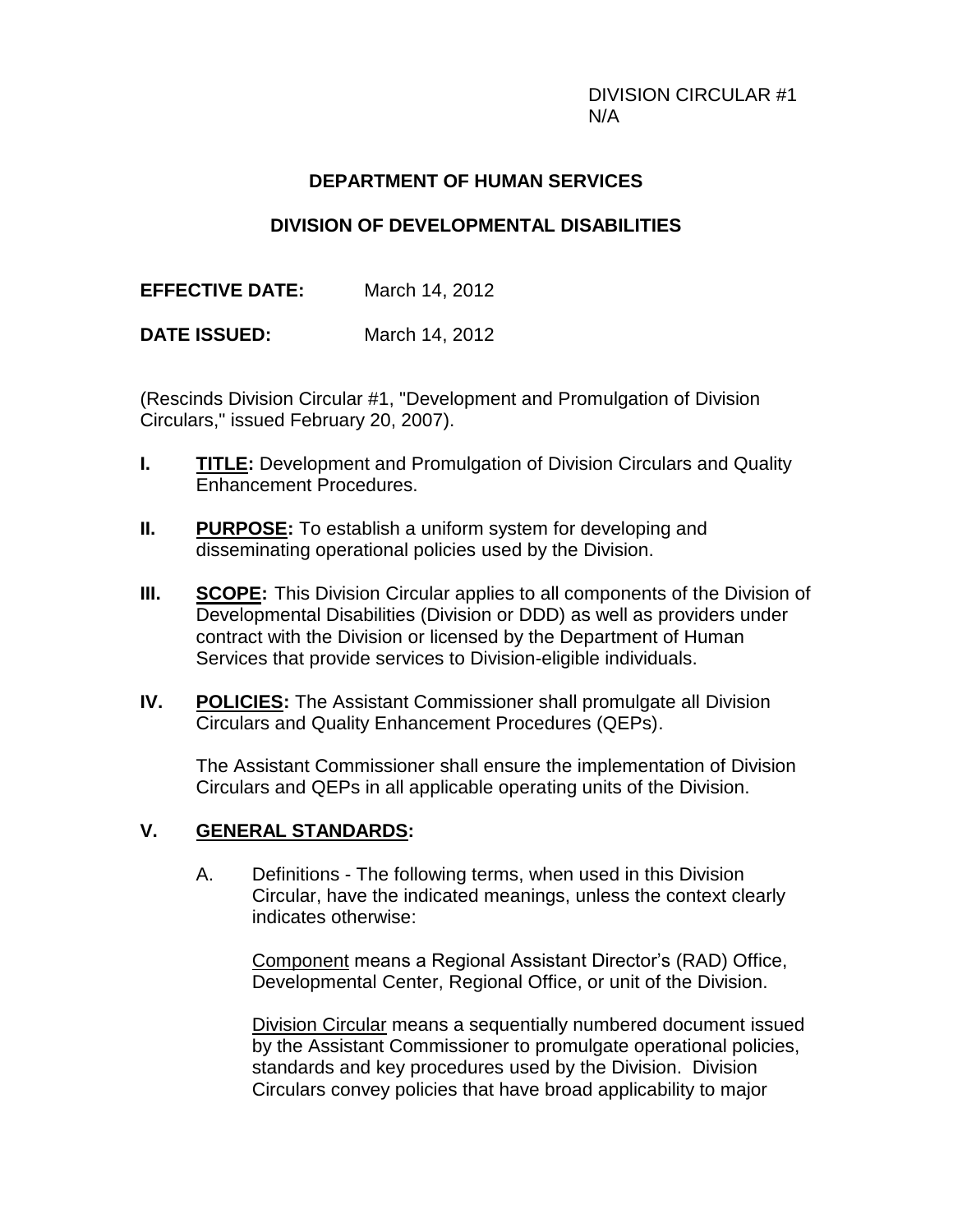DIVISION CIRCULAR #1
N/A

**DEPARTMENT OF HUMAN SERVICES**

**DIVISION OF DEVELOPMENTAL DISABILITIES**

**EFFECTIVE DATE:** March 14, 2012

**DATE ISSUED:** March 14, 2012

(Rescinds Division Circular #1, "Development and Promulgation of Division Circulars," issued February 20, 2007).

**I. TITLE:** Development and Promulgation of Division Circulars and Quality Enhancement Procedures.

**II. PURPOSE:** To establish a uniform system for developing and disseminating operational policies used by the Division.

**III. SCOPE:** This Division Circular applies to all components of the Division of Developmental Disabilities (Division or DDD) as well as providers under contract with the Division or licensed by the Department of Human Services that provide services to Division-eligible individuals.

**IV. POLICIES:** The Assistant Commissioner shall promulgate all Division Circulars and Quality Enhancement Procedures (QEPs).

The Assistant Commissioner shall ensure the implementation of Division Circulars and QEPs in all applicable operating units of the Division.

**V. GENERAL STANDARDS:**

A. Definitions - The following terms, when used in this Division Circular, have the indicated meanings, unless the context clearly indicates otherwise:

Component means a Regional Assistant Director's (RAD) Office, Developmental Center, Regional Office, or unit of the Division.

Division Circular means a sequentially numbered document issued by the Assistant Commissioner to promulgate operational policies, standards and key procedures used by the Division. Division Circulars convey policies that have broad applicability to major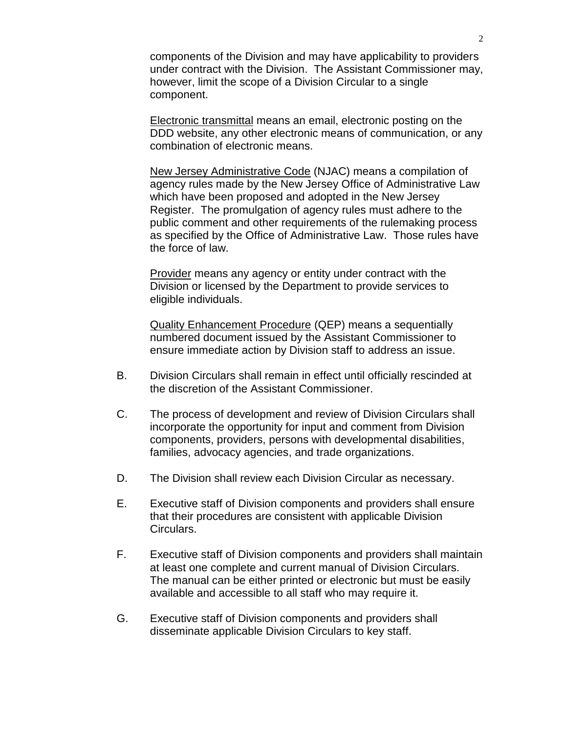components of the Division and may have applicability to providers under contract with the Division. The Assistant Commissioner may, however, limit the scope of a Division Circular to a single component.

Electronic transmittal means an email, electronic posting on the DDD website, any other electronic means of communication, or any combination of electronic means.

New Jersey Administrative Code (NJAC) means a compilation of agency rules made by the New Jersey Office of Administrative Law which have been proposed and adopted in the New Jersey Register. The promulgation of agency rules must adhere to the public comment and other requirements of the rulemaking process as specified by the Office of Administrative Law. Those rules have the force of law.

Provider means any agency or entity under contract with the Division or licensed by the Department to provide services to eligible individuals.

Quality Enhancement Procedure (QEP) means a sequentially numbered document issued by the Assistant Commissioner to ensure immediate action by Division staff to address an issue.

B. Division Circulars shall remain in effect until officially rescinded at the discretion of the Assistant Commissioner.

C. The process of development and review of Division Circulars shall incorporate the opportunity for input and comment from Division components, providers, persons with developmental disabilities, families, advocacy agencies, and trade organizations.

D. The Division shall review each Division Circular as necessary.

E. Executive staff of Division components and providers shall ensure that their procedures are consistent with applicable Division Circulars.

F. Executive staff of Division components and providers shall maintain at least one complete and current manual of Division Circulars. The manual can be either printed or electronic but must be easily available and accessible to all staff who may require it.

G. Executive staff of Division components and providers shall disseminate applicable Division Circulars to key staff.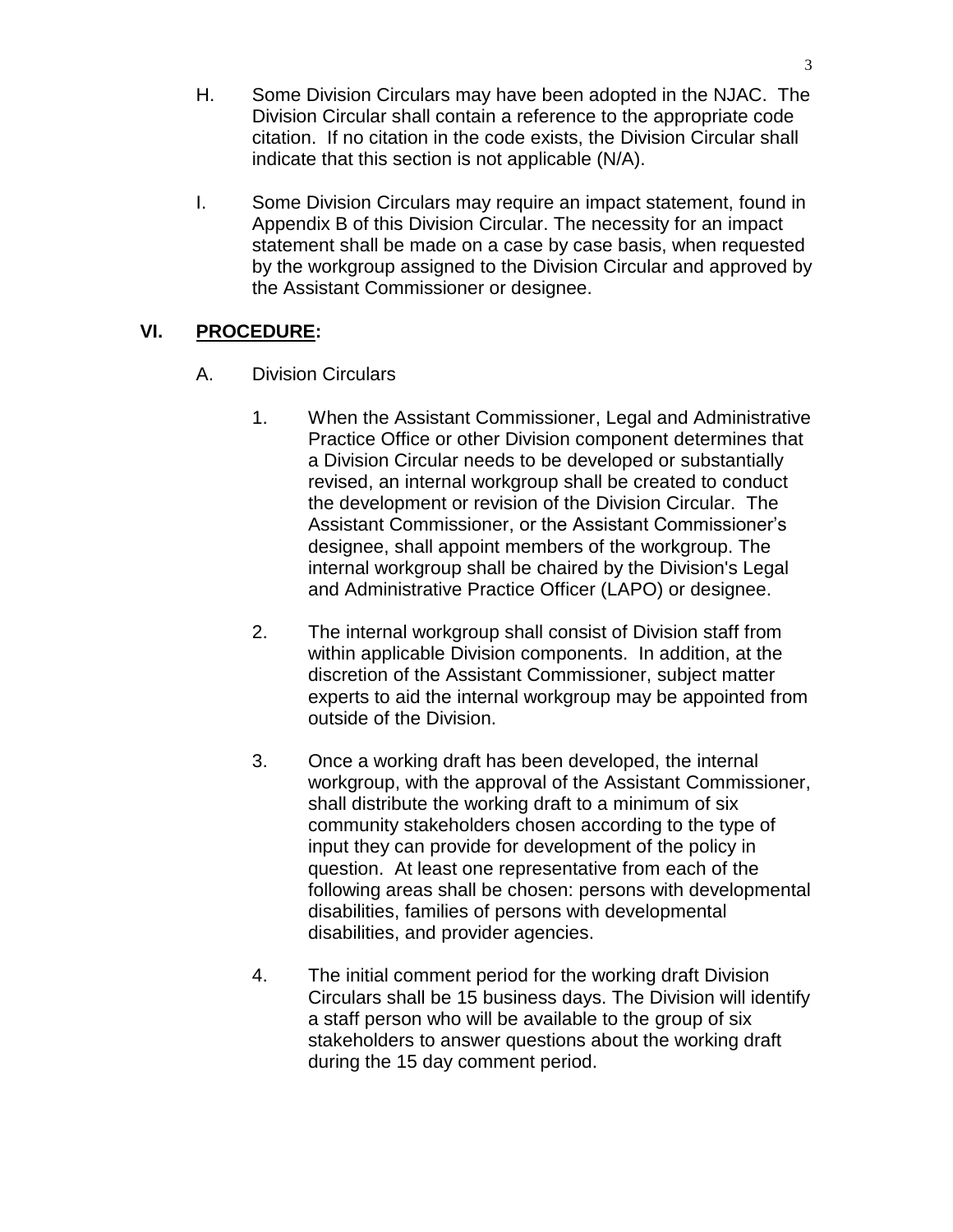H. Some Division Circulars may have been adopted in the NJAC. The Division Circular shall contain a reference to the appropriate code citation. If no citation in the code exists, the Division Circular shall indicate that this section is not applicable (N/A).

I. Some Division Circulars may require an impact statement, found in Appendix B of this Division Circular. The necessity for an impact statement shall be made on a case by case basis, when requested by the workgroup assigned to the Division Circular and approved by the Assistant Commissioner or designee.

## VI. PROCEDURE:

A. Division Circulars

1. When the Assistant Commissioner, Legal and Administrative Practice Office or other Division component determines that a Division Circular needs to be developed or substantially revised, an internal workgroup shall be created to conduct the development or revision of the Division Circular. The Assistant Commissioner, or the Assistant Commissioner's designee, shall appoint members of the workgroup. The internal workgroup shall be chaired by the Division's Legal and Administrative Practice Officer (LAPO) or designee.

2. The internal workgroup shall consist of Division staff from within applicable Division components. In addition, at the discretion of the Assistant Commissioner, subject matter experts to aid the internal workgroup may be appointed from outside of the Division.

3. Once a working draft has been developed, the internal workgroup, with the approval of the Assistant Commissioner, shall distribute the working draft to a minimum of six community stakeholders chosen according to the type of input they can provide for development of the policy in question. At least one representative from each of the following areas shall be chosen: persons with developmental disabilities, families of persons with developmental disabilities, and provider agencies.

4. The initial comment period for the working draft Division Circulars shall be 15 business days. The Division will identify a staff person who will be available to the group of six stakeholders to answer questions about the working draft during the 15 day comment period.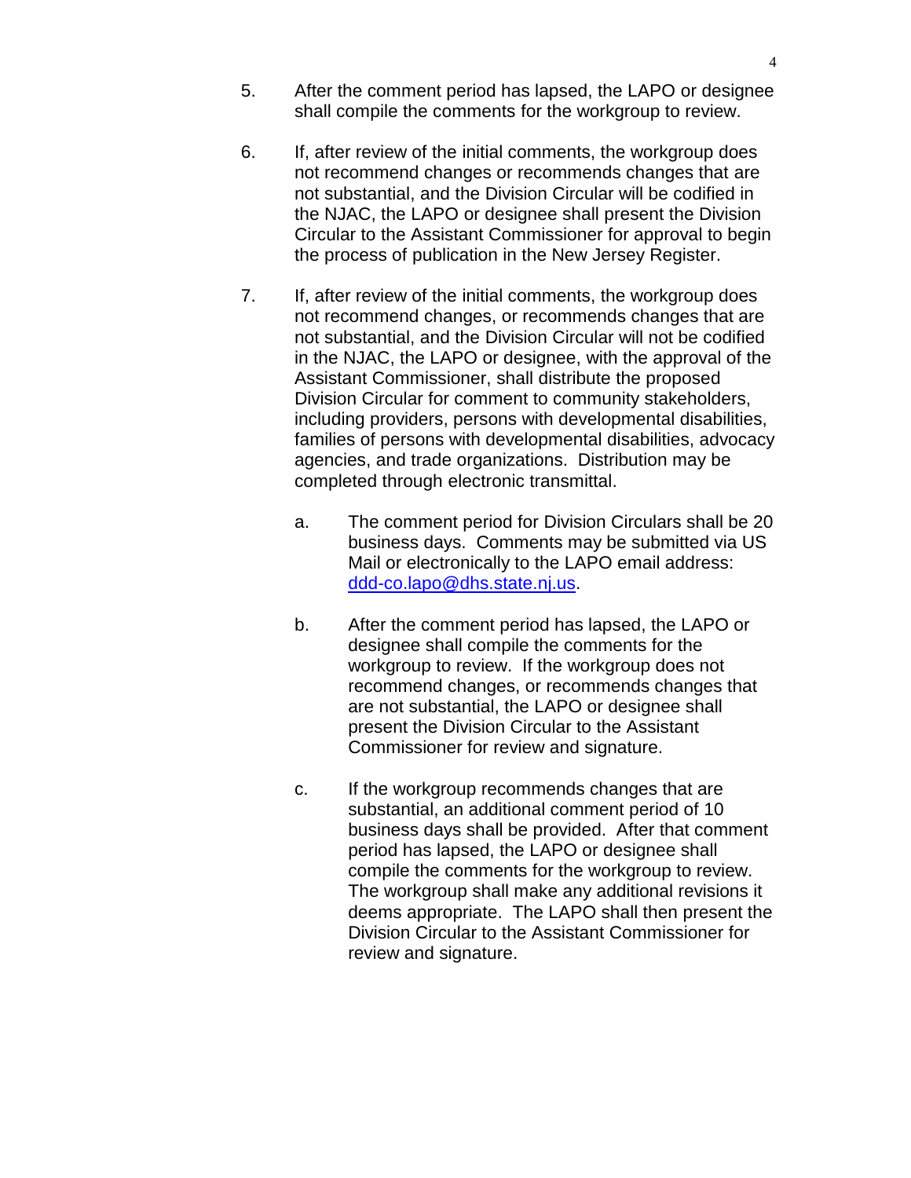5. After the comment period has lapsed, the LAPO or designee shall compile the comments for the workgroup to review.

6. If, after review of the initial comments, the workgroup does not recommend changes or recommends changes that are not substantial, and the Division Circular will be codified in the NJAC, the LAPO or designee shall present the Division Circular to the Assistant Commissioner for approval to begin the process of publication in the New Jersey Register.

7. If, after review of the initial comments, the workgroup does not recommend changes, or recommends changes that are not substantial, and the Division Circular will not be codified in the NJAC, the LAPO or designee, with the approval of the Assistant Commissioner, shall distribute the proposed Division Circular for comment to community stakeholders, including providers, persons with developmental disabilities, families of persons with developmental disabilities, advocacy agencies, and trade organizations. Distribution may be completed through electronic transmittal.

   a. The comment period for Division Circulars shall be 20 business days. Comments may be submitted via US Mail or electronically to the LAPO email address: [ddd-co.lapo@dhs.state.nj.us](mailto:ddd-co.lapo@dhs.state.nj.us).

   b. After the comment period has lapsed, the LAPO or designee shall compile the comments for the workgroup to review. If the workgroup does not recommend changes, or recommends changes that are not substantial, the LAPO or designee shall present the Division Circular to the Assistant Commissioner for review and signature.

   c. If the workgroup recommends changes that are substantial, an additional comment period of 10 business days shall be provided. After that comment period has lapsed, the LAPO or designee shall compile the comments for the workgroup to review. The workgroup shall make any additional revisions it deems appropriate. The LAPO shall then present the Division Circular to the Assistant Commissioner for review and signature.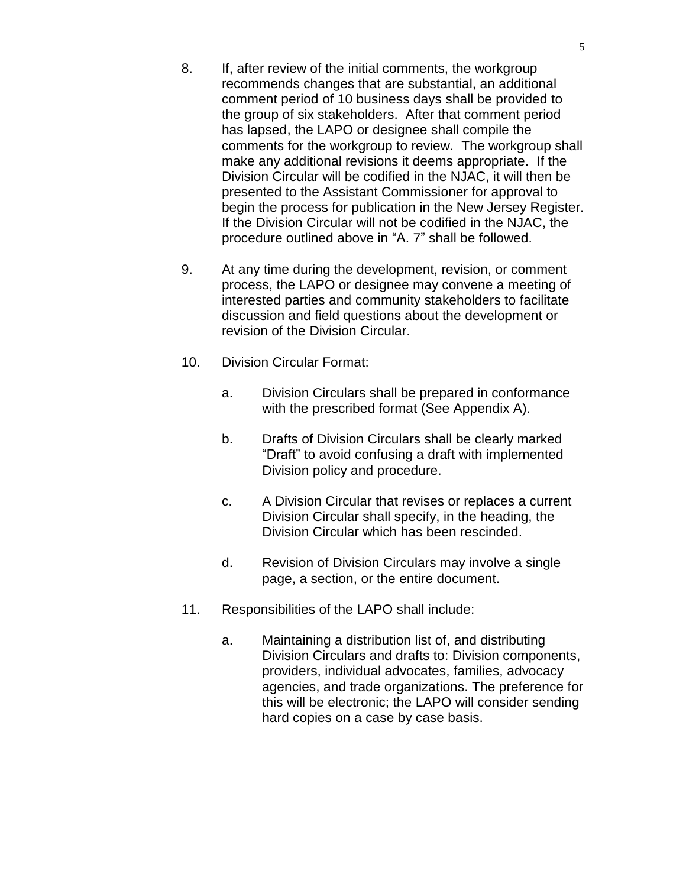8. If, after review of the initial comments, the workgroup recommends changes that are substantial, an additional comment period of 10 business days shall be provided to the group of six stakeholders. After that comment period has lapsed, the LAPO or designee shall compile the comments for the workgroup to review. The workgroup shall make any additional revisions it deems appropriate. If the Division Circular will be codified in the NJAC, it will then be presented to the Assistant Commissioner for approval to begin the process for publication in the New Jersey Register. If the Division Circular will not be codified in the NJAC, the procedure outlined above in "A. 7" shall be followed.

9. At any time during the development, revision, or comment process, the LAPO or designee may convene a meeting of interested parties and community stakeholders to facilitate discussion and field questions about the development or revision of the Division Circular.

10. Division Circular Format:

    a. Division Circulars shall be prepared in conformance with the prescribed format (See Appendix A).

    b. Drafts of Division Circulars shall be clearly marked "Draft" to avoid confusing a draft with implemented Division policy and procedure.

    c. A Division Circular that revises or replaces a current Division Circular shall specify, in the heading, the Division Circular which has been rescinded.

    d. Revision of Division Circulars may involve a single page, a section, or the entire document.

11. Responsibilities of the LAPO shall include:

    a. Maintaining a distribution list of, and distributing Division Circulars and drafts to: Division components, providers, individual advocates, families, advocacy agencies, and trade organizations. The preference for this will be electronic; the LAPO will consider sending hard copies on a case by case basis.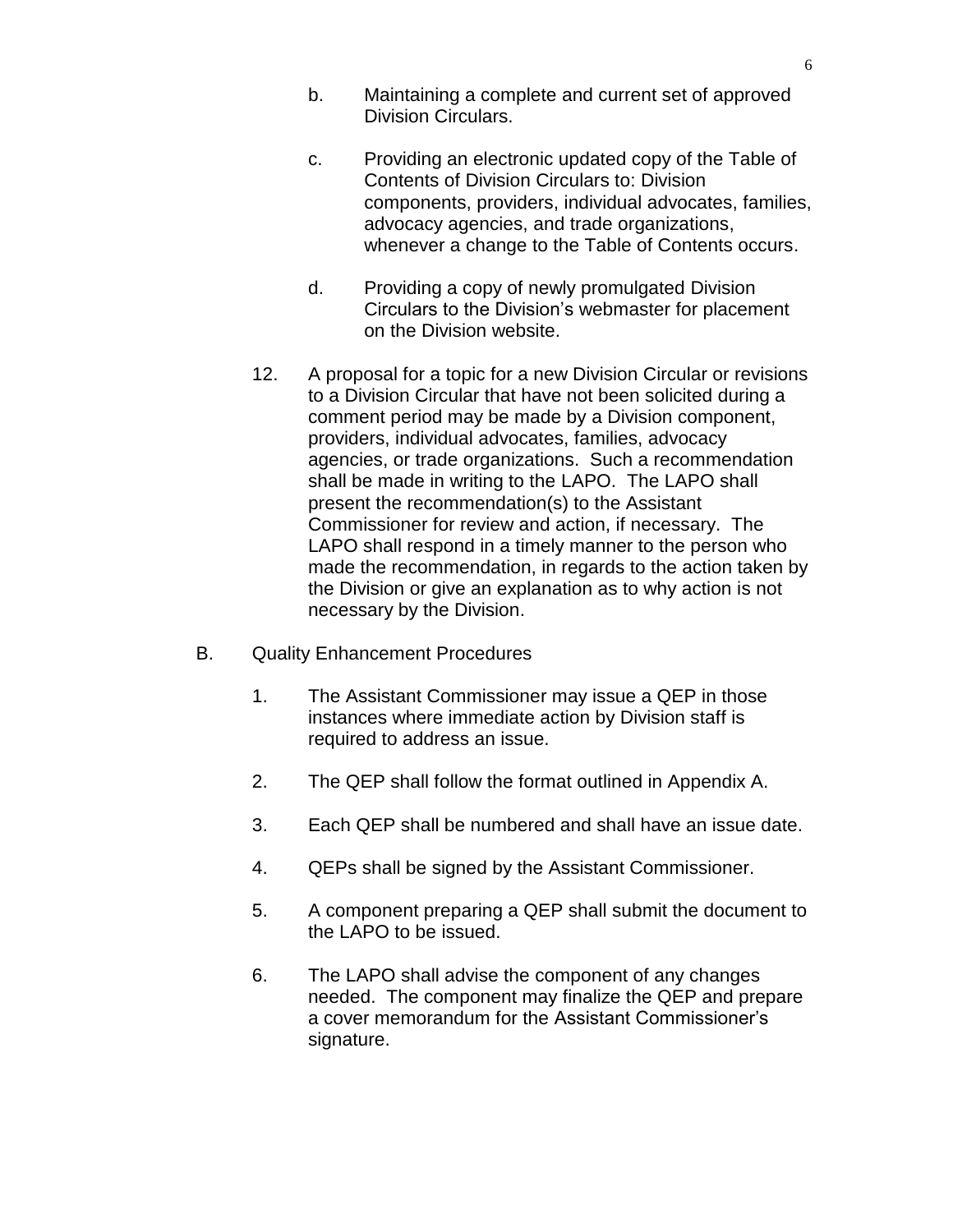b. Maintaining a complete and current set of approved Division Circulars.

c. Providing an electronic updated copy of the Table of Contents of Division Circulars to: Division components, providers, individual advocates, families, advocacy agencies, and trade organizations, whenever a change to the Table of Contents occurs.

d. Providing a copy of newly promulgated Division Circulars to the Division's webmaster for placement on the Division website.

12. A proposal for a topic for a new Division Circular or revisions to a Division Circular that have not been solicited during a comment period may be made by a Division component, providers, individual advocates, families, advocacy agencies, or trade organizations. Such a recommendation shall be made in writing to the LAPO. The LAPO shall present the recommendation(s) to the Assistant Commissioner for review and action, if necessary. The LAPO shall respond in a timely manner to the person who made the recommendation, in regards to the action taken by the Division or give an explanation as to why action is not necessary by the Division.

B. Quality Enhancement Procedures

1. The Assistant Commissioner may issue a QEP in those instances where immediate action by Division staff is required to address an issue.

2. The QEP shall follow the format outlined in Appendix A.

3. Each QEP shall be numbered and shall have an issue date.

4. QEPs shall be signed by the Assistant Commissioner.

5. A component preparing a QEP shall submit the document to the LAPO to be issued.

6. The LAPO shall advise the component of any changes needed. The component may finalize the QEP and prepare a cover memorandum for the Assistant Commissioner's signature.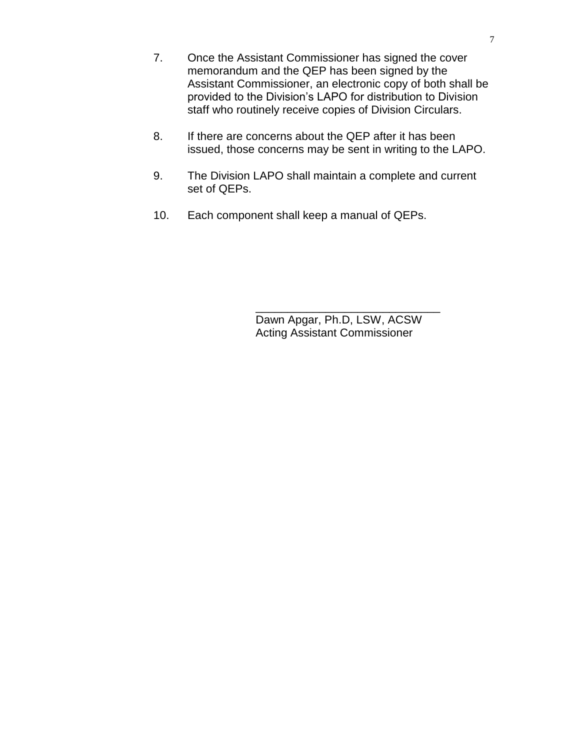7. Once the Assistant Commissioner has signed the cover memorandum and the QEP has been signed by the Assistant Commissioner, an electronic copy of both shall be provided to the Division's LAPO for distribution to Division staff who routinely receive copies of Division Circulars.

8. If there are concerns about the QEP after it has been issued, those concerns may be sent in writing to the LAPO.

9. The Division LAPO shall maintain a complete and current set of QEPs.

10. Each component shall keep a manual of QEPs.

\_\_\_\_\_\_\_\_\_\_\_\_\_\_\_\_\_\_\_\_\_\_\_\_\_\_\_\_\_\_
Dawn Apgar, Ph.D, LSW, ACSW
Acting Assistant Commissioner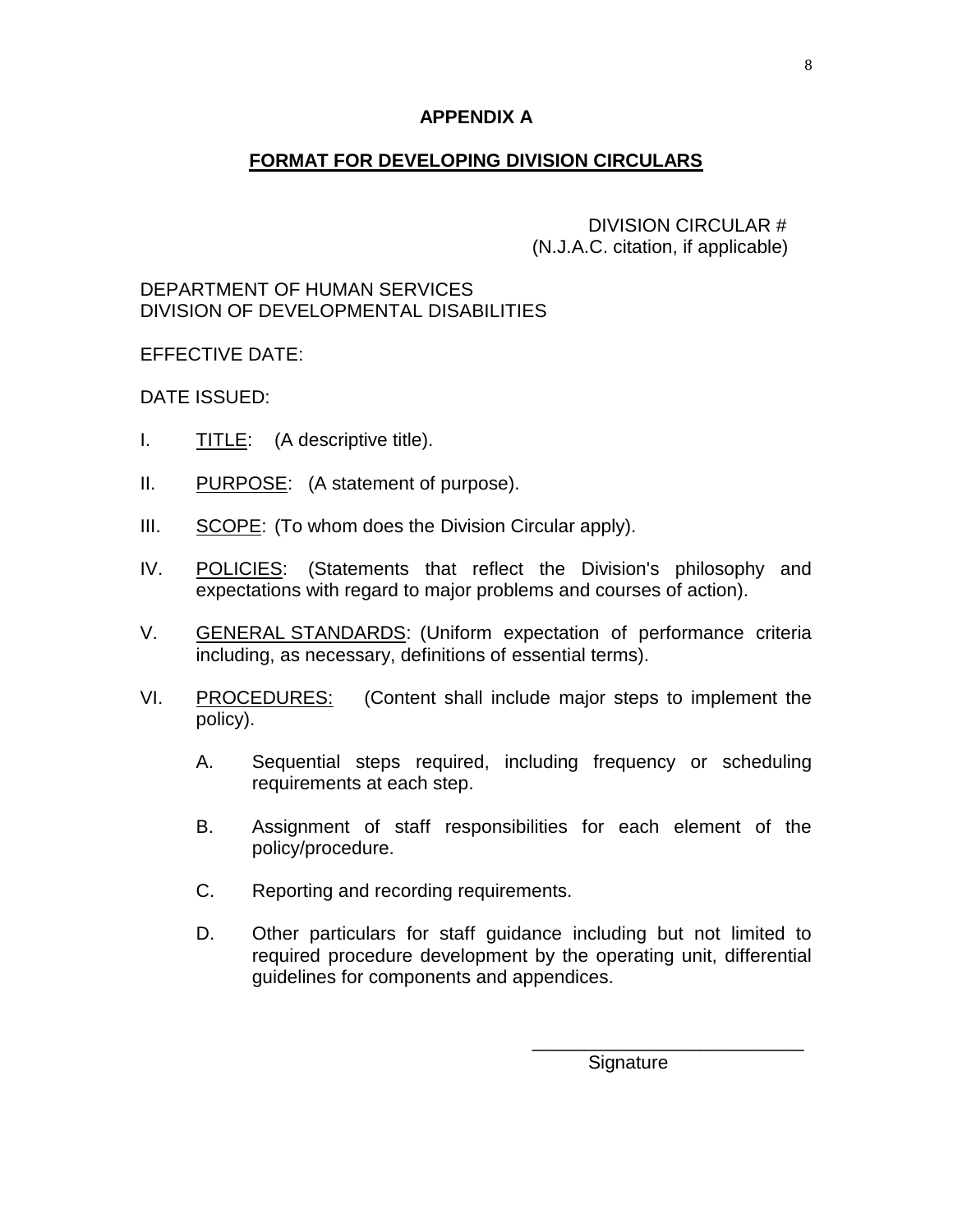# APPENDIX A

## FORMAT FOR DEVELOPING DIVISION CIRCULARS

DIVISION CIRCULAR #
(N.J.A.C. citation, if applicable)

DEPARTMENT OF HUMAN SERVICES
DIVISION OF DEVELOPMENTAL DISABILITIES

EFFECTIVE DATE:

DATE ISSUED:

I. TITLE: (A descriptive title).

II. PURPOSE: (A statement of purpose).

III. SCOPE: (To whom does the Division Circular apply).

IV. POLICIES: (Statements that reflect the Division's philosophy and expectations with regard to major problems and courses of action).

V. GENERAL STANDARDS: (Uniform expectation of performance criteria including, as necessary, definitions of essential terms).

VI. PROCEDURES: (Content shall include major steps to implement the policy).

   A. Sequential steps required, including frequency or scheduling requirements at each step.

   B. Assignment of staff responsibilities for each element of the policy/procedure.

   C. Reporting and recording requirements.

   D. Other particulars for staff guidance including but not limited to required procedure development by the operating unit, differential guidelines for components and appendices.

__________________________
Signature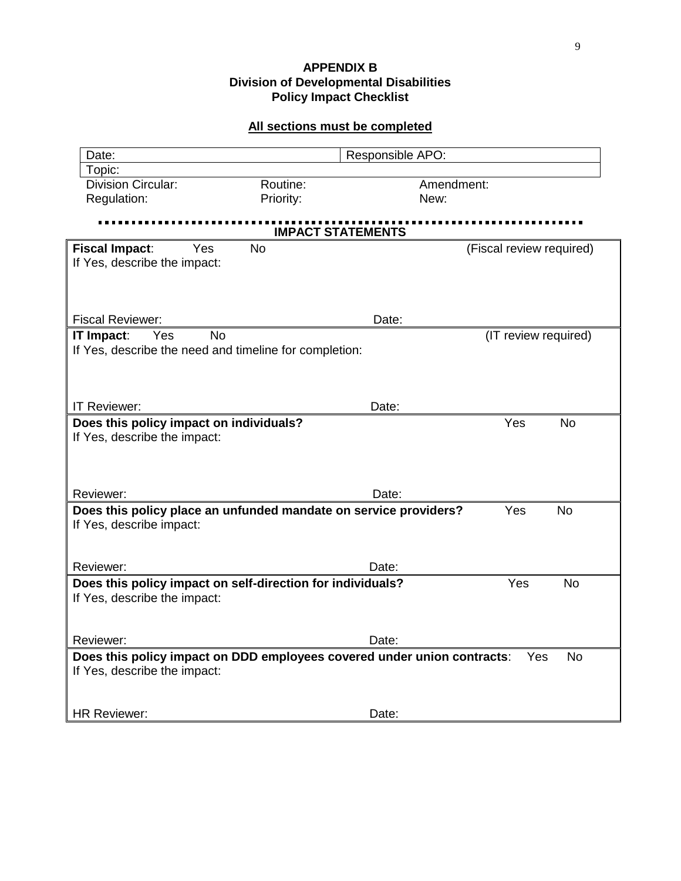**APPENDIX B**
**Division of Developmental Disabilities**
**Policy Impact Checklist**

**All sections must be completed**

| Date: | Responsible APO: |
|---|---|
| Topic: | |

Division Circular: Routine: Amendment:
Regulation: Priority: New:

**IMPACT STATEMENTS**

**Fiscal Impact**: Yes No (Fiscal review required)
If Yes, describe the impact:

Fiscal Reviewer: Date:

**IT Impact**: Yes No (IT review required)
If Yes, describe the need and timeline for completion:

IT Reviewer: Date:

**Does this policy impact on individuals?** Yes No
If Yes, describe the impact:

Reviewer: Date:

**Does this policy place an unfunded mandate on service providers?** Yes No
If Yes, describe impact:

Reviewer: Date:

**Does this policy impact on self-direction for individuals?** Yes No
If Yes, describe the impact:

Reviewer: Date:

**Does this policy impact on DDD employees covered under union contracts**: Yes No
If Yes, describe the impact:

HR Reviewer: Date: